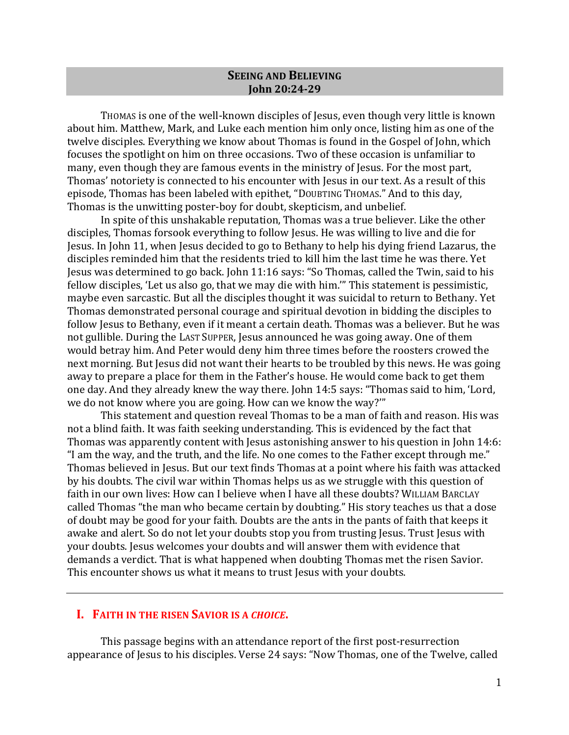# SEEING AND BELIEVING
## John 20:24-29

THOMAS is one of the well-known disciples of Jesus, even though very little is known about him. Matthew, Mark, and Luke each mention him only once, listing him as one of the twelve disciples. Everything we know about Thomas is found in the Gospel of John, which focuses the spotlight on him on three occasions. Two of these occasion is unfamiliar to many, even though they are famous events in the ministry of Jesus. For the most part, Thomas' notoriety is connected to his encounter with Jesus in our text. As a result of this episode, Thomas has been labeled with epithet, "DOUBTING THOMAS." And to this day, Thomas is the unwitting poster-boy for doubt, skepticism, and unbelief.

In spite of this unshakable reputation, Thomas was a true believer. Like the other disciples, Thomas forsook everything to follow Jesus. He was willing to live and die for Jesus. In John 11, when Jesus decided to go to Bethany to help his dying friend Lazarus, the disciples reminded him that the residents tried to kill him the last time he was there. Yet Jesus was determined to go back. John 11:16 says: "So Thomas, called the Twin, said to his fellow disciples, 'Let us also go, that we may die with him.'" This statement is pessimistic, maybe even sarcastic. But all the disciples thought it was suicidal to return to Bethany. Yet Thomas demonstrated personal courage and spiritual devotion in bidding the disciples to follow Jesus to Bethany, even if it meant a certain death. Thomas was a believer. But he was not gullible. During the LAST SUPPER, Jesus announced he was going away. One of them would betray him. And Peter would deny him three times before the roosters crowed the next morning. But Jesus did not want their hearts to be troubled by this news. He was going away to prepare a place for them in the Father's house. He would come back to get them one day. And they already knew the way there. John 14:5 says: "Thomas said to him, 'Lord, we do not know where you are going. How can we know the way?'"

This statement and question reveal Thomas to be a man of faith and reason. His was not a blind faith. It was faith seeking understanding. This is evidenced by the fact that Thomas was apparently content with Jesus astonishing answer to his question in John 14:6: "I am the way, and the truth, and the life. No one comes to the Father except through me." Thomas believed in Jesus. But our text finds Thomas at a point where his faith was attacked by his doubts. The civil war within Thomas helps us as we struggle with this question of faith in our own lives: How can I believe when I have all these doubts? WILLIAM BARCLAY called Thomas "the man who became certain by doubting." His story teaches us that a dose of doubt may be good for your faith. Doubts are the ants in the pants of faith that keeps it awake and alert. So do not let your doubts stop you from trusting Jesus. Trust Jesus with your doubts. Jesus welcomes your doubts and will answer them with evidence that demands a verdict. That is what happened when doubting Thomas met the risen Savior. This encounter shows us what it means to trust Jesus with your doubts.

---

## I. FAITH IN THE RISEN SAVIOR IS A *CHOICE*.

This passage begins with an attendance report of the first post-resurrection appearance of Jesus to his disciples. Verse 24 says: "Now Thomas, one of the Twelve, called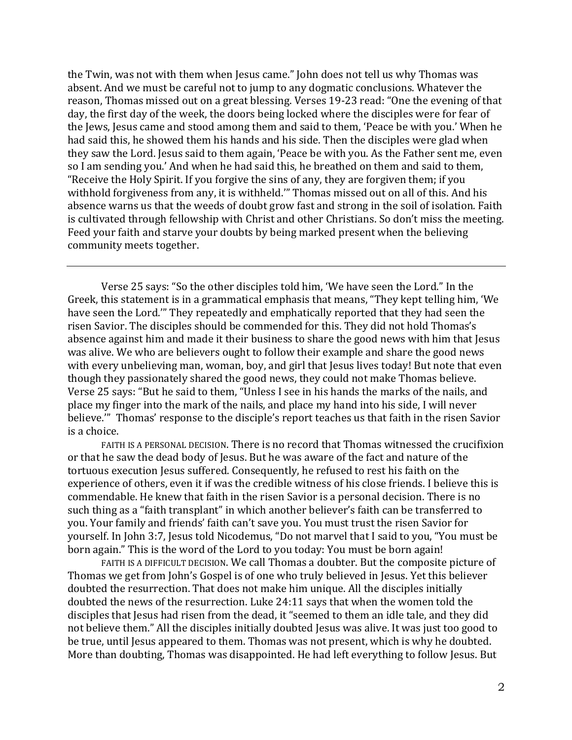the Twin, was not with them when Jesus came." John does not tell us why Thomas was absent. And we must be careful not to jump to any dogmatic conclusions. Whatever the reason, Thomas missed out on a great blessing. Verses 19-23 read: "One the evening of that day, the first day of the week, the doors being locked where the disciples were for fear of the Jews, Jesus came and stood among them and said to them, 'Peace be with you.' When he had said this, he showed them his hands and his side. Then the disciples were glad when they saw the Lord. Jesus said to them again, 'Peace be with you. As the Father sent me, even so I am sending you.' And when he had said this, he breathed on them and said to them, "Receive the Holy Spirit. If you forgive the sins of any, they are forgiven them; if you withhold forgiveness from any, it is withheld.'" Thomas missed out on all of this. And his absence warns us that the weeds of doubt grow fast and strong in the soil of isolation. Faith is cultivated through fellowship with Christ and other Christians. So don't miss the meeting. Feed your faith and starve your doubts by being marked present when the believing community meets together.

---

Verse 25 says: "So the other disciples told him, 'We have seen the Lord." In the Greek, this statement is in a grammatical emphasis that means, "They kept telling him, 'We have seen the Lord.'" They repeatedly and emphatically reported that they had seen the risen Savior. The disciples should be commended for this. They did not hold Thomas's absence against him and made it their business to share the good news with him that Jesus was alive. We who are believers ought to follow their example and share the good news with every unbelieving man, woman, boy, and girl that Jesus lives today! But note that even though they passionately shared the good news, they could not make Thomas believe. Verse 25 says: "But he said to them, "Unless I see in his hands the marks of the nails, and place my finger into the mark of the nails, and place my hand into his side, I will never believe.'" Thomas' response to the disciple's report teaches us that faith in the risen Savior is a choice.

FAITH IS A PERSONAL DECISION. There is no record that Thomas witnessed the crucifixion or that he saw the dead body of Jesus. But he was aware of the fact and nature of the tortuous execution Jesus suffered. Consequently, he refused to rest his faith on the experience of others, even it if was the credible witness of his close friends. I believe this is commendable. He knew that faith in the risen Savior is a personal decision. There is no such thing as a "faith transplant" in which another believer's faith can be transferred to you. Your family and friends' faith can't save you. You must trust the risen Savior for yourself. In John 3:7, Jesus told Nicodemus, "Do not marvel that I said to you, "You must be born again." This is the word of the Lord to you today: You must be born again!

FAITH IS A DIFFICULT DECISION. We call Thomas a doubter. But the composite picture of Thomas we get from John's Gospel is of one who truly believed in Jesus. Yet this believer doubted the resurrection. That does not make him unique. All the disciples initially doubted the news of the resurrection. Luke 24:11 says that when the women told the disciples that Jesus had risen from the dead, it "seemed to them an idle tale, and they did not believe them." All the disciples initially doubted Jesus was alive. It was just too good to be true, until Jesus appeared to them. Thomas was not present, which is why he doubted. More than doubting, Thomas was disappointed. He had left everything to follow Jesus. But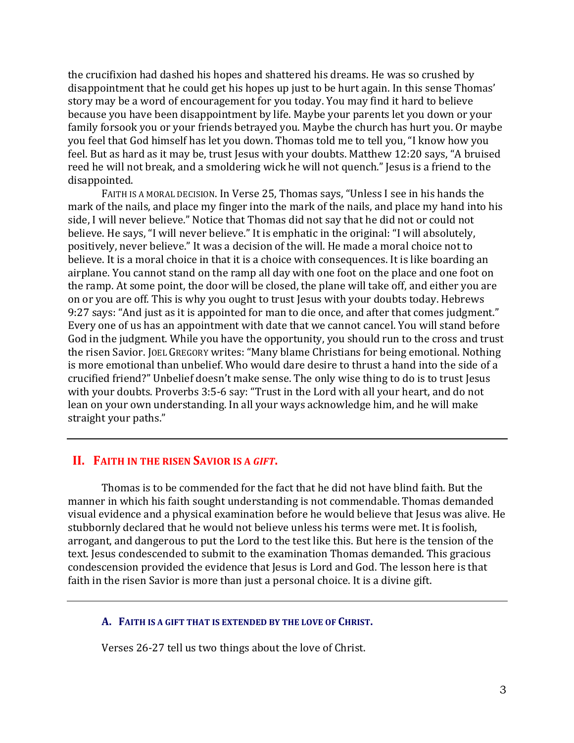the crucifixion had dashed his hopes and shattered his dreams. He was so crushed by disappointment that he could get his hopes up just to be hurt again. In this sense Thomas' story may be a word of encouragement for you today. You may find it hard to believe because you have been disappointment by life. Maybe your parents let you down or your family forsook you or your friends betrayed you. Maybe the church has hurt you. Or maybe you feel that God himself has let you down. Thomas told me to tell you, "I know how you feel. But as hard as it may be, trust Jesus with your doubts. Matthew 12:20 says, "A bruised reed he will not break, and a smoldering wick he will not quench." Jesus is a friend to the disappointed.

FAITH IS A MORAL DECISION. In Verse 25, Thomas says, "Unless I see in his hands the mark of the nails, and place my finger into the mark of the nails, and place my hand into his side, I will never believe." Notice that Thomas did not say that he did not or could not believe. He says, "I will never believe." It is emphatic in the original: "I will absolutely, positively, never believe." It was a decision of the will. He made a moral choice not to believe. It is a moral choice in that it is a choice with consequences. It is like boarding an airplane. You cannot stand on the ramp all day with one foot on the place and one foot on the ramp. At some point, the door will be closed, the plane will take off, and either you are on or you are off. This is why you ought to trust Jesus with your doubts today. Hebrews 9:27 says: "And just as it is appointed for man to die once, and after that comes judgment." Every one of us has an appointment with date that we cannot cancel. You will stand before God in the judgment. While you have the opportunity, you should run to the cross and trust the risen Savior. JOEL GREGORY writes: "Many blame Christians for being emotional. Nothing is more emotional than unbelief. Who would dare desire to thrust a hand into the side of a crucified friend?" Unbelief doesn't make sense. The only wise thing to do is to trust Jesus with your doubts. Proverbs 3:5-6 say: "Trust in the Lord with all your heart, and do not lean on your own understanding. In all your ways acknowledge him, and he will make straight your paths."

---

## II. FAITH IN THE RISEN SAVIOR IS A *GIFT*.

Thomas is to be commended for the fact that he did not have blind faith. But the manner in which his faith sought understanding is not commendable. Thomas demanded visual evidence and a physical examination before he would believe that Jesus was alive. He stubbornly declared that he would not believe unless his terms were met. It is foolish, arrogant, and dangerous to put the Lord to the test like this. But here is the tension of the text. Jesus condescended to submit to the examination Thomas demanded. This gracious condescension provided the evidence that Jesus is Lord and God. The lesson here is that faith in the risen Savior is more than just a personal choice. It is a divine gift.

---

### A. FAITH IS A GIFT THAT IS EXTENDED BY THE LOVE OF CHRIST.

Verses 26-27 tell us two things about the love of Christ.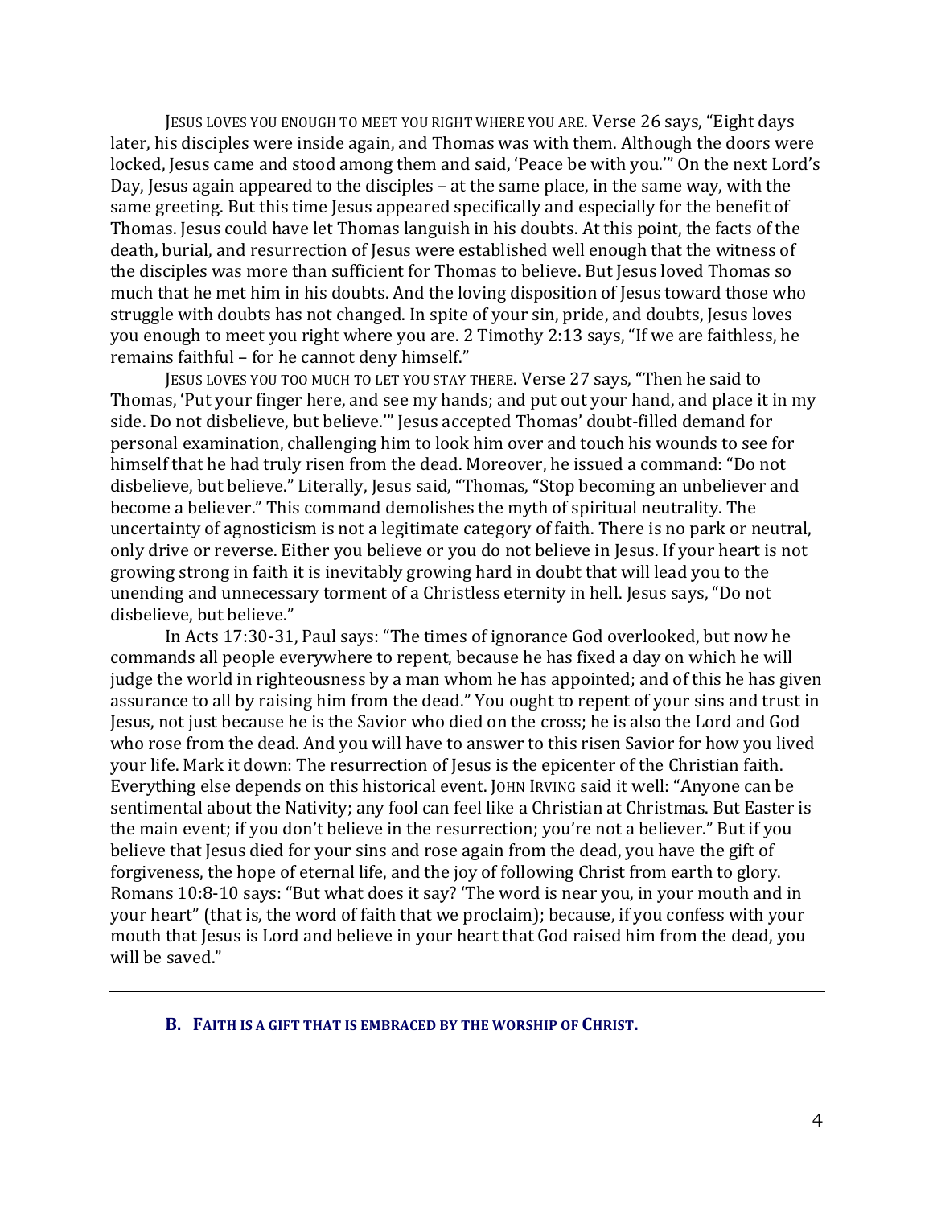JESUS LOVES YOU ENOUGH TO MEET YOU RIGHT WHERE YOU ARE. Verse 26 says, "Eight days later, his disciples were inside again, and Thomas was with them. Although the doors were locked, Jesus came and stood among them and said, 'Peace be with you.'" On the next Lord's Day, Jesus again appeared to the disciples – at the same place, in the same way, with the same greeting. But this time Jesus appeared specifically and especially for the benefit of Thomas. Jesus could have let Thomas languish in his doubts. At this point, the facts of the death, burial, and resurrection of Jesus were established well enough that the witness of the disciples was more than sufficient for Thomas to believe. But Jesus loved Thomas so much that he met him in his doubts. And the loving disposition of Jesus toward those who struggle with doubts has not changed. In spite of your sin, pride, and doubts, Jesus loves you enough to meet you right where you are. 2 Timothy 2:13 says, "If we are faithless, he remains faithful – for he cannot deny himself."

JESUS LOVES YOU TOO MUCH TO LET YOU STAY THERE. Verse 27 says, "Then he said to Thomas, 'Put your finger here, and see my hands; and put out your hand, and place it in my side. Do not disbelieve, but believe.'" Jesus accepted Thomas' doubt-filled demand for personal examination, challenging him to look him over and touch his wounds to see for himself that he had truly risen from the dead. Moreover, he issued a command: "Do not disbelieve, but believe." Literally, Jesus said, "Thomas, "Stop becoming an unbeliever and become a believer." This command demolishes the myth of spiritual neutrality. The uncertainty of agnosticism is not a legitimate category of faith. There is no park or neutral, only drive or reverse. Either you believe or you do not believe in Jesus. If your heart is not growing strong in faith it is inevitably growing hard in doubt that will lead you to the unending and unnecessary torment of a Christless eternity in hell. Jesus says, "Do not disbelieve, but believe."

In Acts 17:30-31, Paul says: "The times of ignorance God overlooked, but now he commands all people everywhere to repent, because he has fixed a day on which he will judge the world in righteousness by a man whom he has appointed; and of this he has given assurance to all by raising him from the dead." You ought to repent of your sins and trust in Jesus, not just because he is the Savior who died on the cross; he is also the Lord and God who rose from the dead. And you will have to answer to this risen Savior for how you lived your life. Mark it down: The resurrection of Jesus is the epicenter of the Christian faith. Everything else depends on this historical event. JOHN IRVING said it well: "Anyone can be sentimental about the Nativity; any fool can feel like a Christian at Christmas. But Easter is the main event; if you don't believe in the resurrection; you're not a believer." But if you believe that Jesus died for your sins and rose again from the dead, you have the gift of forgiveness, the hope of eternal life, and the joy of following Christ from earth to glory. Romans 10:8-10 says: "But what does it say? 'The word is near you, in your mouth and in your heart" (that is, the word of faith that we proclaim); because, if you confess with your mouth that Jesus is Lord and believe in your heart that God raised him from the dead, you will be saved."

---

### B. FAITH IS A GIFT THAT IS EMBRACED BY THE WORSHIP OF CHRIST.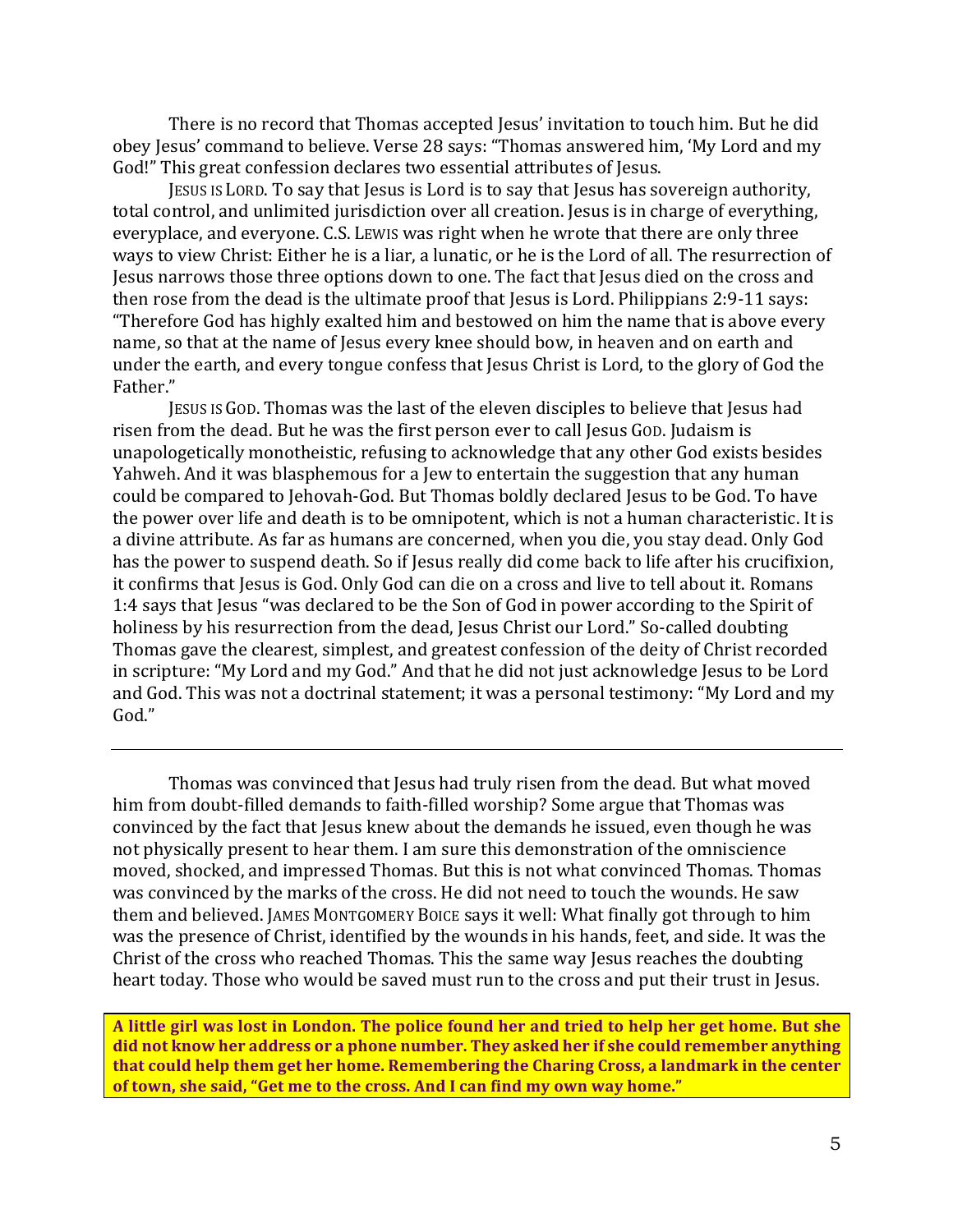There is no record that Thomas accepted Jesus' invitation to touch him. But he did obey Jesus' command to believe. Verse 28 says: "Thomas answered him, 'My Lord and my God!" This great confession declares two essential attributes of Jesus.

JESUS IS LORD. To say that Jesus is Lord is to say that Jesus has sovereign authority, total control, and unlimited jurisdiction over all creation. Jesus is in charge of everything, everyplace, and everyone. C.S. LEWIS was right when he wrote that there are only three ways to view Christ: Either he is a liar, a lunatic, or he is the Lord of all. The resurrection of Jesus narrows those three options down to one. The fact that Jesus died on the cross and then rose from the dead is the ultimate proof that Jesus is Lord. Philippians 2:9-11 says: "Therefore God has highly exalted him and bestowed on him the name that is above every name, so that at the name of Jesus every knee should bow, in heaven and on earth and under the earth, and every tongue confess that Jesus Christ is Lord, to the glory of God the Father."

JESUS IS GOD. Thomas was the last of the eleven disciples to believe that Jesus had risen from the dead. But he was the first person ever to call Jesus GOD. Judaism is unapologetically monotheistic, refusing to acknowledge that any other God exists besides Yahweh. And it was blasphemous for a Jew to entertain the suggestion that any human could be compared to Jehovah-God. But Thomas boldly declared Jesus to be God. To have the power over life and death is to be omnipotent, which is not a human characteristic. It is a divine attribute. As far as humans are concerned, when you die, you stay dead. Only God has the power to suspend death. So if Jesus really did come back to life after his crucifixion, it confirms that Jesus is God. Only God can die on a cross and live to tell about it. Romans 1:4 says that Jesus "was declared to be the Son of God in power according to the Spirit of holiness by his resurrection from the dead, Jesus Christ our Lord." So-called doubting Thomas gave the clearest, simplest, and greatest confession of the deity of Christ recorded in scripture: "My Lord and my God." And that he did not just acknowledge Jesus to be Lord and God. This was not a doctrinal statement; it was a personal testimony: "My Lord and my God."

---

Thomas was convinced that Jesus had truly risen from the dead. But what moved him from doubt-filled demands to faith-filled worship? Some argue that Thomas was convinced by the fact that Jesus knew about the demands he issued, even though he was not physically present to hear them. I am sure this demonstration of the omniscience moved, shocked, and impressed Thomas. But this is not what convinced Thomas. Thomas was convinced by the marks of the cross. He did not need to touch the wounds. He saw them and believed. JAMES MONTGOMERY BOICE says it well: What finally got through to him was the presence of Christ, identified by the wounds in his hands, feet, and side. It was the Christ of the cross who reached Thomas. This the same way Jesus reaches the doubting heart today. Those who would be saved must run to the cross and put their trust in Jesus.

**A little girl was lost in London. The police found her and tried to help her get home. But she did not know her address or a phone number. They asked her if she could remember anything that could help them get her home. Remembering the Charing Cross, a landmark in the center of town, she said, "Get me to the cross. And I can find my own way home."**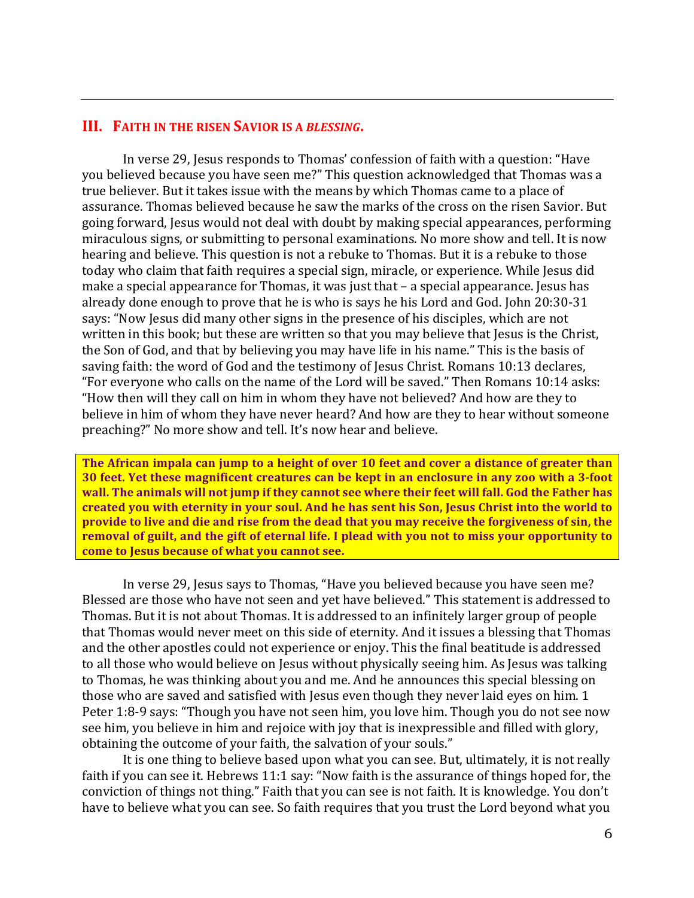## III. Faith in the Risen Savior is a *Blessing*.

In verse 29, Jesus responds to Thomas' confession of faith with a question: "Have you believed because you have seen me?" This question acknowledged that Thomas was a true believer. But it takes issue with the means by which Thomas came to a place of assurance. Thomas believed because he saw the marks of the cross on the risen Savior. But going forward, Jesus would not deal with doubt by making special appearances, performing miraculous signs, or submitting to personal examinations. No more show and tell. It is now hearing and believe. This question is not a rebuke to Thomas. But it is a rebuke to those today who claim that faith requires a special sign, miracle, or experience. While Jesus did make a special appearance for Thomas, it was just that – a special appearance. Jesus has already done enough to prove that he is who is says he his Lord and God. John 20:30-31 says: "Now Jesus did many other signs in the presence of his disciples, which are not written in this book; but these are written so that you may believe that Jesus is the Christ, the Son of God, and that by believing you may have life in his name." This is the basis of saving faith: the word of God and the testimony of Jesus Christ. Romans 10:13 declares, "For everyone who calls on the name of the Lord will be saved." Then Romans 10:14 asks: "How then will they call on him in whom they have not believed? And how are they to believe in him of whom they have never heard? And how are they to hear without someone preaching?" No more show and tell. It's now hear and believe.

**The African impala can jump to a height of over 10 feet and cover a distance of greater than 30 feet. Yet these magnificent creatures can be kept in an enclosure in any zoo with a 3-foot wall. The animals will not jump if they cannot see where their feet will fall. God the Father has created you with eternity in your soul. And he has sent his Son, Jesus Christ into the world to provide to live and die and rise from the dead that you may receive the forgiveness of sin, the removal of guilt, and the gift of eternal life. I plead with you not to miss your opportunity to come to Jesus because of what you cannot see.**

In verse 29, Jesus says to Thomas, "Have you believed because you have seen me? Blessed are those who have not seen and yet have believed." This statement is addressed to Thomas. But it is not about Thomas. It is addressed to an infinitely larger group of people that Thomas would never meet on this side of eternity. And it issues a blessing that Thomas and the other apostles could not experience or enjoy. This the final beatitude is addressed to all those who would believe on Jesus without physically seeing him. As Jesus was talking to Thomas, he was thinking about you and me. And he announces this special blessing on those who are saved and satisfied with Jesus even though they never laid eyes on him. 1 Peter 1:8-9 says: "Though you have not seen him, you love him. Though you do not see now see him, you believe in him and rejoice with joy that is inexpressible and filled with glory, obtaining the outcome of your faith, the salvation of your souls."

It is one thing to believe based upon what you can see. But, ultimately, it is not really faith if you can see it. Hebrews 11:1 say: "Now faith is the assurance of things hoped for, the conviction of things not thing." Faith that you can see is not faith. It is knowledge. You don't have to believe what you can see. So faith requires that you trust the Lord beyond what you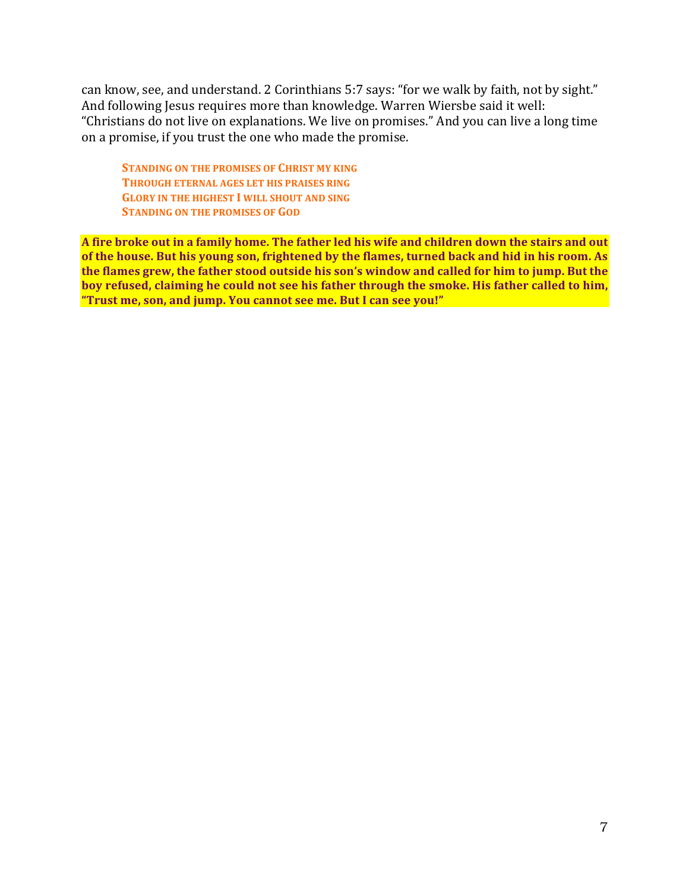can know, see, and understand. 2 Corinthians 5:7 says: "for we walk by faith, not by sight." And following Jesus requires more than knowledge. Warren Wiersbe said it well: "Christians do not live on explanations. We live on promises." And you can live a long time on a promise, if you trust the one who made the promise.

> **STANDING ON THE PROMISES OF CHRIST MY KING**
> **THROUGH ETERNAL AGES LET HIS PRAISES RING**
> **GLORY IN THE HIGHEST I WILL SHOUT AND SING**
> **STANDING ON THE PROMISES OF GOD**

**A fire broke out in a family home. The father led his wife and children down the stairs and out of the house. But his young son, frightened by the flames, turned back and hid in his room. As the flames grew, the father stood outside his son's window and called for him to jump. But the boy refused, claiming he could not see his father through the smoke. His father called to him, "Trust me, son, and jump. You cannot see me. But I can see you!"**